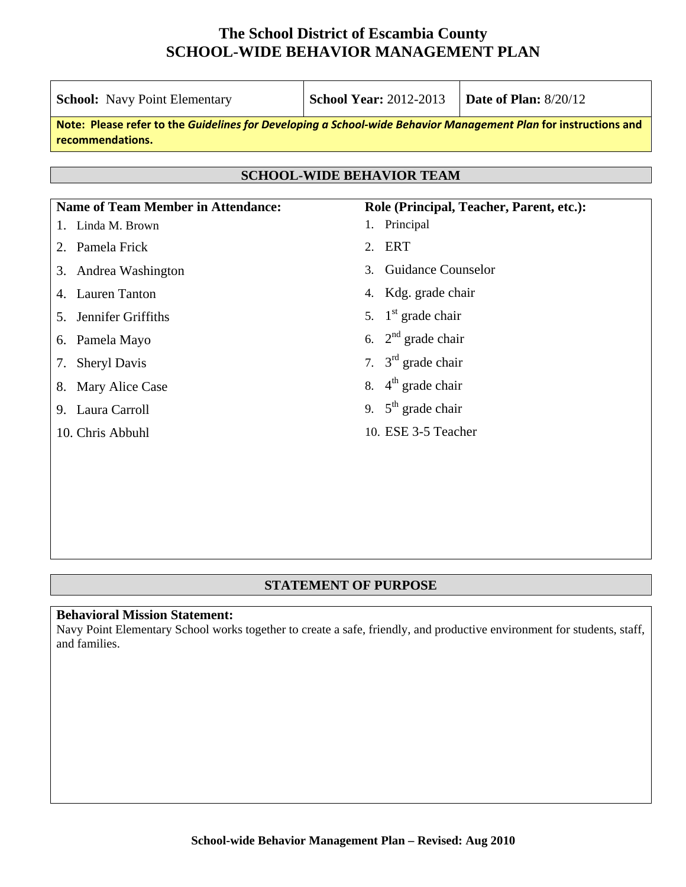# The School District of Escambia County
# SCHOOL-WIDE BEHAVIOR MANAGEMENT PLAN

| **School:** Navy Point Elementary | **School Year:** 2012-2013 | **Date of Plan:** 8/20/12 |
|---|---|---|

**Note: Please refer to the *Guidelines for Developing a School-wide Behavior Management Plan* for instructions and recommendations.**

## SCHOOL-WIDE BEHAVIOR TEAM

| Name of Team Member in Attendance: | Role (Principal, Teacher, Parent, etc.): |
|---|---|
| 1. Linda M. Brown | 1. Principal |
| 2. Pamela Frick | 2. ERT |
| 3. Andrea Washington | 3. Guidance Counselor |
| 4. Lauren Tanton | 4. Kdg. grade chair |
| 5. Jennifer Griffiths | 5. 1st grade chair |
| 6. Pamela Mayo | 6. 2nd grade chair |
| 7. Sheryl Davis | 7. 3rd grade chair |
| 8. Mary Alice Case | 8. 4th grade chair |
| 9. Laura Carroll | 9. 5th grade chair |
| 10. Chris Abbuhl | 10. ESE 3-5 Teacher |

## STATEMENT OF PURPOSE

**Behavioral Mission Statement:**
Navy Point Elementary School works together to create a safe, friendly, and productive environment for students, staff, and families.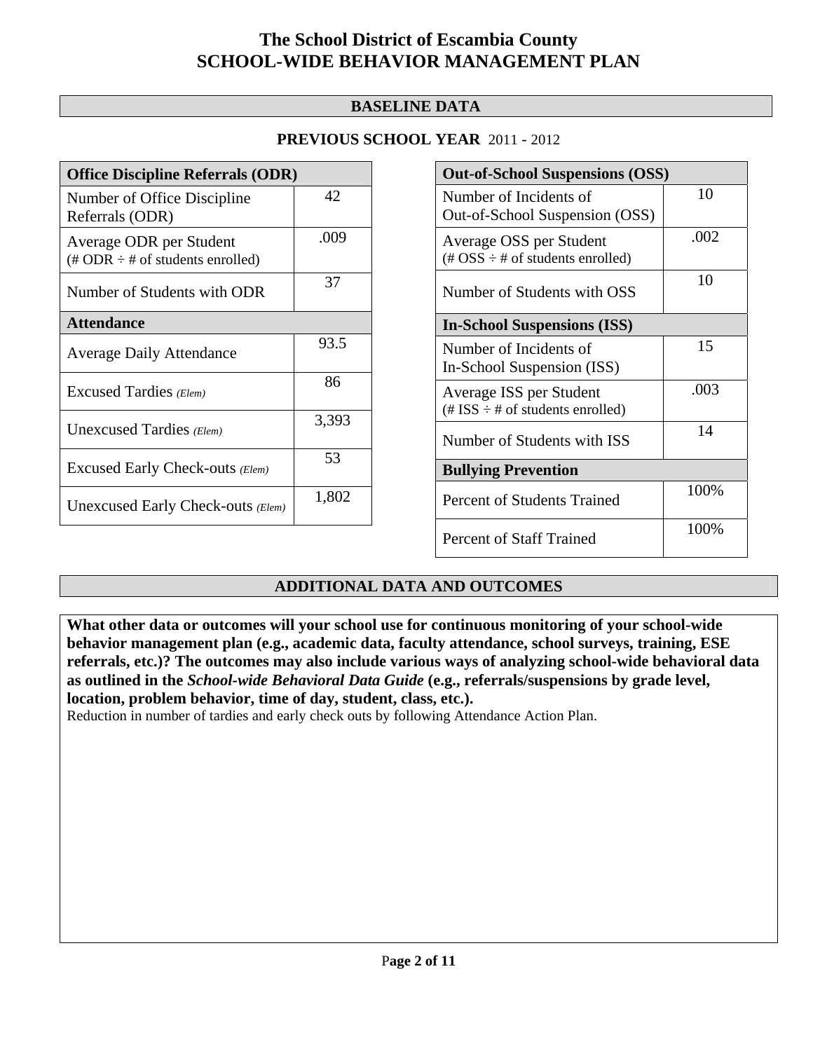# The School District of Escambia County
# SCHOOL-WIDE BEHAVIOR MANAGEMENT PLAN

## BASELINE DATA

**PREVIOUS SCHOOL YEAR** 2011 - 2012

| **Office Discipline Referrals (ODR)** | |
|---|---|
| Number of Office Discipline Referrals (ODR) | 42 |
| Average ODR per Student (# ODR ÷ # of students enrolled) | .009 |
| Number of Students with ODR | 37 |
| **Attendance** | |
| Average Daily Attendance | 93.5 |
| Excused Tardies *(Elem)* | 86 |
| Unexcused Tardies *(Elem)* | 3,393 |
| Excused Early Check-outs *(Elem)* | 53 |
| Unexcused Early Check-outs *(Elem)* | 1,802 |

| **Out-of-School Suspensions (OSS)** | |
|---|---|
| Number of Incidents of Out-of-School Suspension (OSS) | 10 |
| Average OSS per Student (# OSS ÷ # of students enrolled) | .002 |
| Number of Students with OSS | 10 |
| **In-School Suspensions (ISS)** | |
| Number of Incidents of In-School Suspension (ISS) | 15 |
| Average ISS per Student (# ISS ÷ # of students enrolled) | .003 |
| Number of Students with ISS | 14 |
| **Bullying Prevention** | |
| Percent of Students Trained | 100% |
| Percent of Staff Trained | 100% |

## ADDITIONAL DATA AND OUTCOMES

**What other data or outcomes will your school use for continuous monitoring of your school-wide behavior management plan (e.g., academic data, faculty attendance, school surveys, training, ESE referrals, etc.)? The outcomes may also include various ways of analyzing school-wide behavioral data as outlined in the *School-wide Behavioral Data Guide* (e.g., referrals/suspensions by grade level, location, problem behavior, time of day, student, class, etc.).**

Reduction in number of tardies and early check outs by following Attendance Action Plan.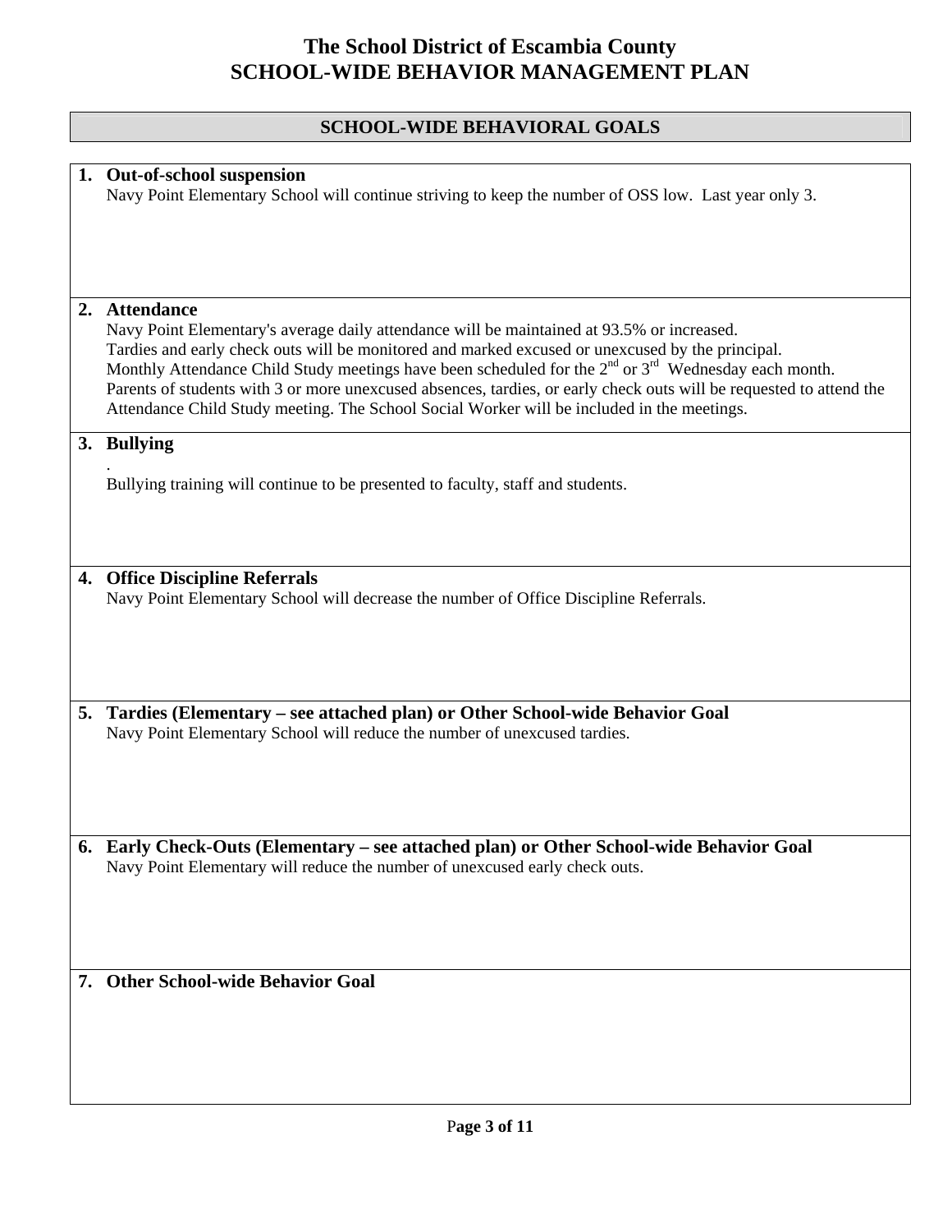# The School District of Escambia County
# SCHOOL-WIDE BEHAVIOR MANAGEMENT PLAN

## SCHOOL-WIDE BEHAVIORAL GOALS

**1. Out-of-school suspension**

Navy Point Elementary School will continue striving to keep the number of OSS low. Last year only 3.

**2. Attendance**

Navy Point Elementary's average daily attendance will be maintained at 93.5% or increased.
Tardies and early check outs will be monitored and marked excused or unexcused by the principal.
Monthly Attendance Child Study meetings have been scheduled for the 2nd or 3rd Wednesday each month.
Parents of students with 3 or more unexcused absences, tardies, or early check outs will be requested to attend the Attendance Child Study meeting. The School Social Worker will be included in the meetings.

**3. Bullying**

.
Bullying training will continue to be presented to faculty, staff and students.

**4. Office Discipline Referrals**

Navy Point Elementary School will decrease the number of Office Discipline Referrals.

**5. Tardies (Elementary – see attached plan) or Other School-wide Behavior Goal**

Navy Point Elementary School will reduce the number of unexcused tardies.

**6. Early Check-Outs (Elementary – see attached plan) or Other School-wide Behavior Goal**

Navy Point Elementary will reduce the number of unexcused early check outs.

**7. Other School-wide Behavior Goal**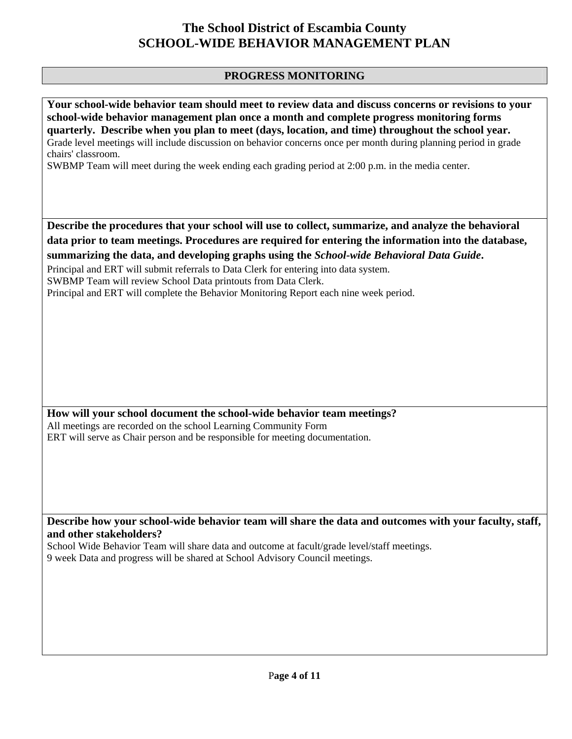# The School District of Escambia County
# SCHOOL-WIDE BEHAVIOR MANAGEMENT PLAN

## PROGRESS MONITORING

**Your school-wide behavior team should meet to review data and discuss concerns or revisions to your school-wide behavior management plan once a month and complete progress monitoring forms quarterly. Describe when you plan to meet (days, location, and time) throughout the school year.**

Grade level meetings will include discussion on behavior concerns once per month during planning period in grade chairs' classroom.
SWBMP Team will meet during the week ending each grading period at 2:00 p.m. in the media center.

**Describe the procedures that your school will use to collect, summarize, and analyze the behavioral data prior to team meetings. Procedures are required for entering the information into the database, summarizing the data, and developing graphs using the *School-wide Behavioral Data Guide*.**

Principal and ERT will submit referrals to Data Clerk for entering into data system.
SWBMP Team will review School Data printouts from Data Clerk.
Principal and ERT will complete the Behavior Monitoring Report each nine week period.

**How will your school document the school-wide behavior team meetings?**

All meetings are recorded on the school Learning Community Form
ERT will serve as Chair person and be responsible for meeting documentation.

**Describe how your school-wide behavior team will share the data and outcomes with your faculty, staff, and other stakeholders?**

School Wide Behavior Team will share data and outcome at facult/grade level/staff meetings.
9 week Data and progress will be shared at School Advisory Council meetings.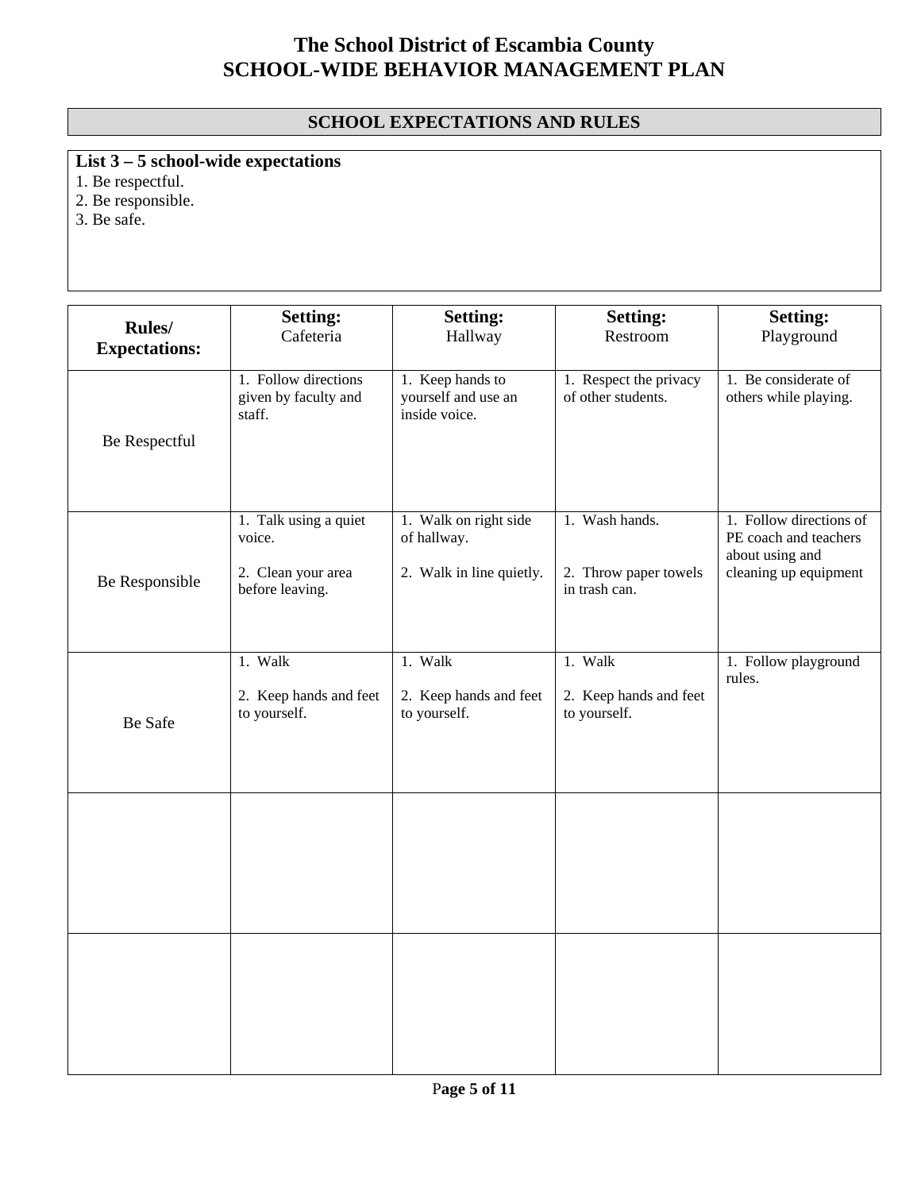# The School District of Escambia County
# SCHOOL-WIDE BEHAVIOR MANAGEMENT PLAN

## SCHOOL EXPECTATIONS AND RULES

**List 3 – 5 school-wide expectations**

1. Be respectful.
2. Be responsible.
3. Be safe.

| **Rules/ Expectations:** | **Setting:** Cafeteria | **Setting:** Hallway | **Setting:** Restroom | **Setting:** Playground |
|---|---|---|---|---|
| Be Respectful | 1. Follow directions given by faculty and staff. | 1. Keep hands to yourself and use an inside voice. | 1. Respect the privacy of other students. | 1. Be considerate of others while playing. |
| Be Responsible | 1. Talk using a quiet voice.<br><br>2. Clean your area before leaving. | 1. Walk on right side of hallway.<br><br>2. Walk in line quietly. | 1. Wash hands.<br><br>2. Throw paper towels in trash can. | 1. Follow directions of PE coach and teachers about using and cleaning up equipment |
| Be Safe | 1. Walk<br><br>2. Keep hands and feet to yourself. | 1. Walk<br><br>2. Keep hands and feet to yourself. | 1. Walk<br><br>2. Keep hands and feet to yourself. | 1. Follow playground rules. |
| | | | | |
| | | | | |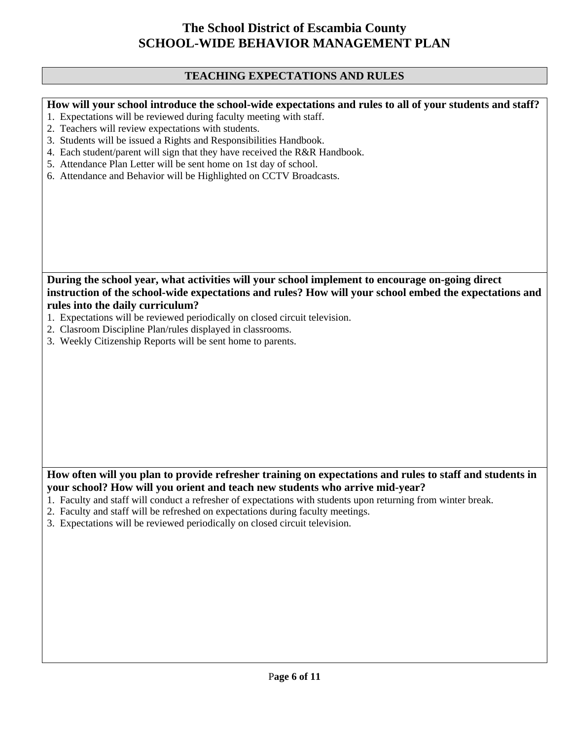# The School District of Escambia County
# SCHOOL-WIDE BEHAVIOR MANAGEMENT PLAN

## TEACHING EXPECTATIONS AND RULES

**How will your school introduce the school-wide expectations and rules to all of your students and staff?**

1. Expectations will be reviewed during faculty meeting with staff.
2. Teachers will review expectations with students.
3. Students will be issued a Rights and Responsibilities Handbook.
4. Each student/parent will sign that they have received the R&R Handbook.
5. Attendance Plan Letter will be sent home on 1st day of school.
6. Attendance and Behavior will be Highlighted on CCTV Broadcasts.

**During the school year, what activities will your school implement to encourage on-going direct instruction of the school-wide expectations and rules? How will your school embed the expectations and rules into the daily curriculum?**

1. Expectations will be reviewed periodically on closed circuit television.
2. Clasroom Discipline Plan/rules displayed in classrooms.
3. Weekly Citizenship Reports will be sent home to parents.

**How often will you plan to provide refresher training on expectations and rules to staff and students in your school? How will you orient and teach new students who arrive mid-year?**

1. Faculty and staff will conduct a refresher of expectations with students upon returning from winter break.
2. Faculty and staff will be refreshed on expectations during faculty meetings.
3. Expectations will be reviewed periodically on closed circuit television.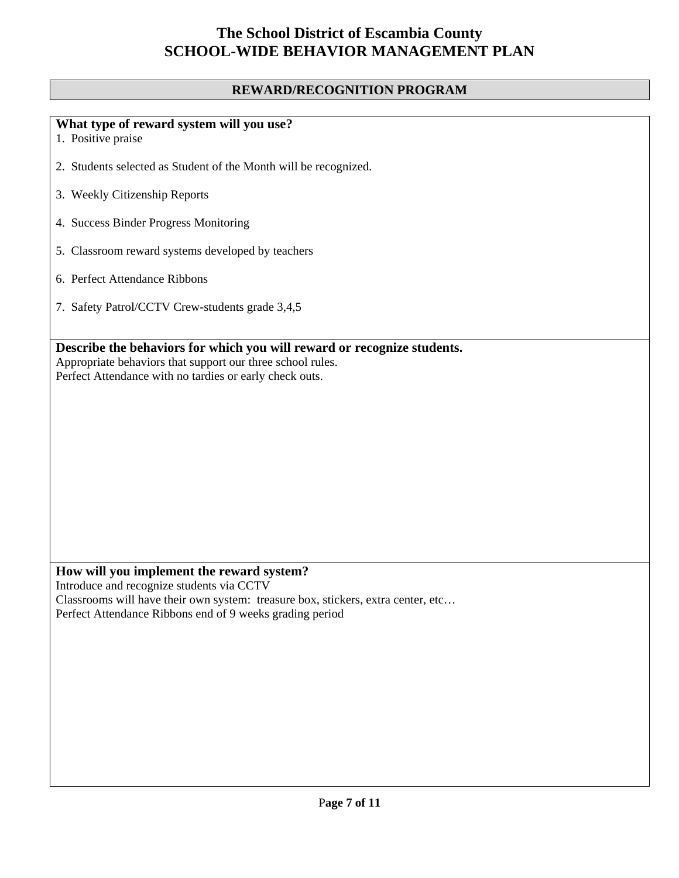# The School District of Escambia County
# SCHOOL-WIDE BEHAVIOR MANAGEMENT PLAN

## REWARD/RECOGNITION PROGRAM

**What type of reward system will you use?**

1. Positive praise
2. Students selected as Student of the Month will be recognized.
3. Weekly Citizenship Reports
4. Success Binder Progress Monitoring
5. Classroom reward systems developed by teachers
6. Perfect Attendance Ribbons
7. Safety Patrol/CCTV Crew-students grade 3,4,5

**Describe the behaviors for which you will reward or recognize students.**

Appropriate behaviors that support our three school rules.
Perfect Attendance with no tardies or early check outs.

**How will you implement the reward system?**

Introduce and recognize students via CCTV
Classrooms will have their own system: treasure box, stickers, extra center, etc…
Perfect Attendance Ribbons end of 9 weeks grading period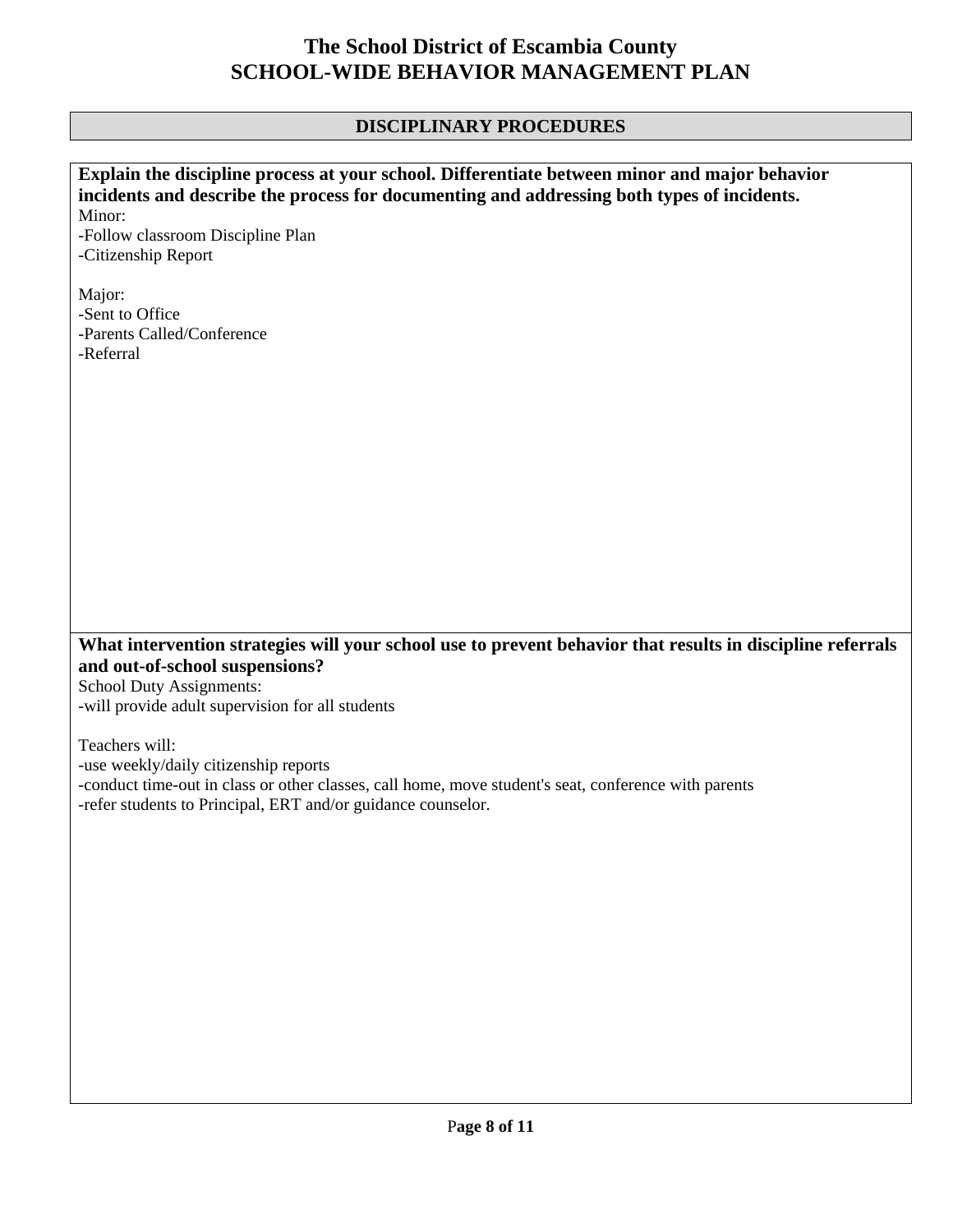# The School District of Escambia County
# SCHOOL-WIDE BEHAVIOR MANAGEMENT PLAN

## DISCIPLINARY PROCEDURES

**Explain the discipline process at your school. Differentiate between minor and major behavior incidents and describe the process for documenting and addressing both types of incidents.**

Minor:
-Follow classroom Discipline Plan
-Citizenship Report

Major:
-Sent to Office
-Parents Called/Conference
-Referral

**What intervention strategies will your school use to prevent behavior that results in discipline referrals and out-of-school suspensions?**

School Duty Assignments:
-will provide adult supervision for all students

Teachers will:
-use weekly/daily citizenship reports
-conduct time-out in class or other classes, call home, move student's seat, conference with parents
-refer students to Principal, ERT and/or guidance counselor.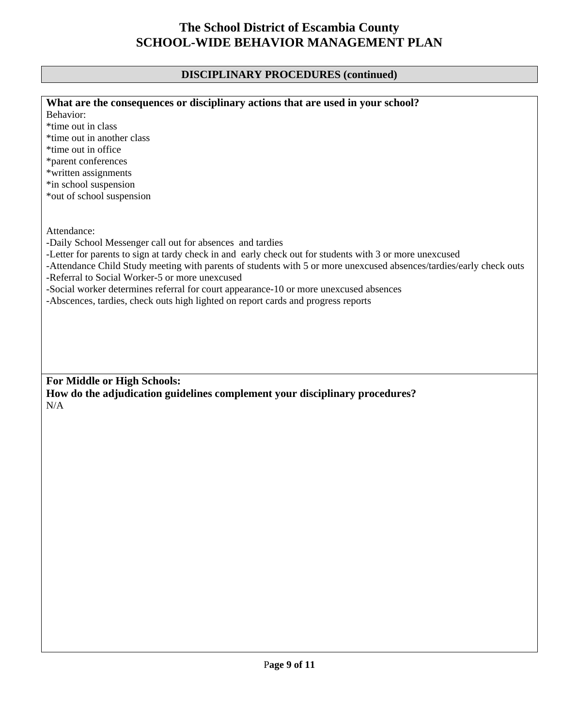# The School District of Escambia County
# SCHOOL-WIDE BEHAVIOR MANAGEMENT PLAN

## DISCIPLINARY PROCEDURES (continued)

**What are the consequences or disciplinary actions that are used in your school?**

Behavior:

*time out in class
*time out in another class
*time out in office
*parent conferences
*written assignments
*in school suspension
*out of school suspension

Attendance:

-Daily School Messenger call out for absences and tardies
-Letter for parents to sign at tardy check in and early check out for students with 3 or more unexcused
-Attendance Child Study meeting with parents of students with 5 or more unexcused absences/tardies/early check outs
-Referral to Social Worker-5 or more unexcused
-Social worker determines referral for court appearance-10 or more unexcused absences
-Abscences, tardies, check outs high lighted on report cards and progress reports

**For Middle or High Schools:**
**How do the adjudication guidelines complement your disciplinary procedures?**

N/A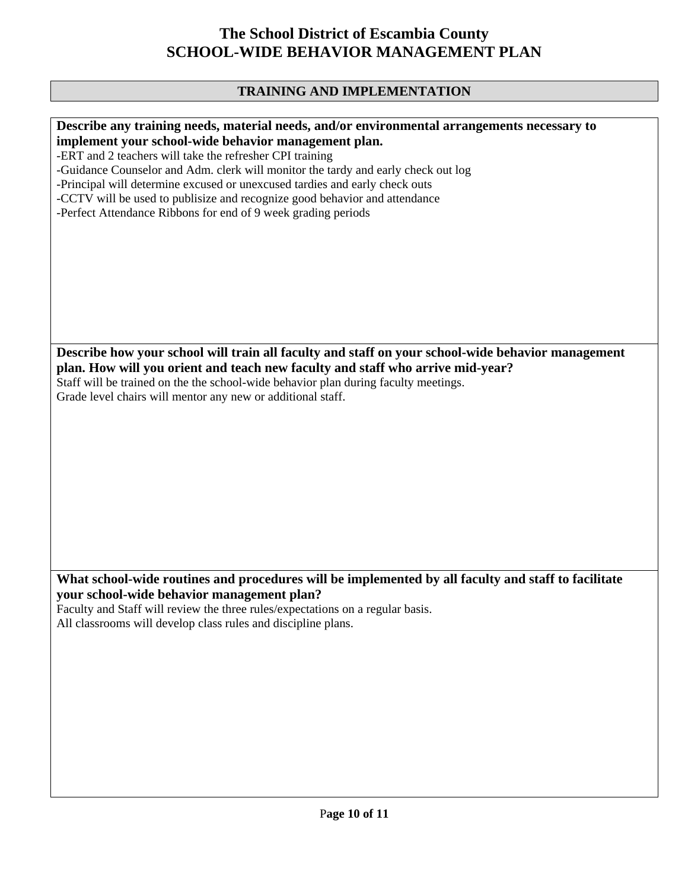# The School District of Escambia County
# SCHOOL-WIDE BEHAVIOR MANAGEMENT PLAN

## TRAINING AND IMPLEMENTATION

**Describe any training needs, material needs, and/or environmental arrangements necessary to implement your school-wide behavior management plan.**

-ERT and 2 teachers will take the refresher CPI training
-Guidance Counselor and Adm. clerk will monitor the tardy and early check out log
-Principal will determine excused or unexcused tardies and early check outs
-CCTV will be used to publisize and recognize good behavior and attendance
-Perfect Attendance Ribbons for end of 9 week grading periods

**Describe how your school will train all faculty and staff on your school-wide behavior management plan. How will you orient and teach new faculty and staff who arrive mid-year?**

Staff will be trained on the the school-wide behavior plan during faculty meetings.
Grade level chairs will mentor any new or additional staff.

**What school-wide routines and procedures will be implemented by all faculty and staff to facilitate your school-wide behavior management plan?**

Faculty and Staff will review the three rules/expectations on a regular basis.
All classrooms will develop class rules and discipline plans.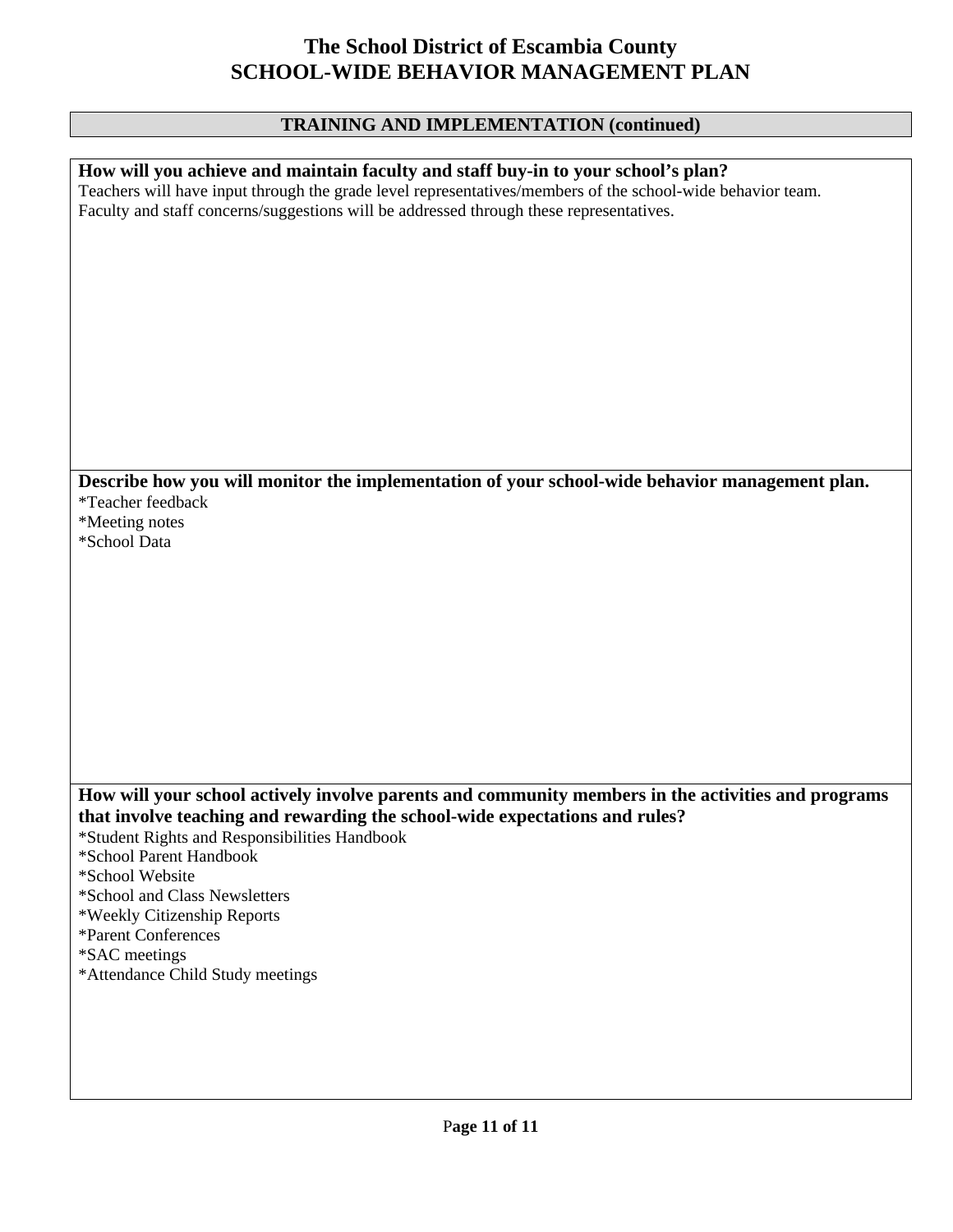# The School District of Escambia County
# SCHOOL-WIDE BEHAVIOR MANAGEMENT PLAN

## TRAINING AND IMPLEMENTATION (continued)

**How will you achieve and maintain faculty and staff buy-in to your school's plan?**

Teachers will have input through the grade level representatives/members of the school-wide behavior team. Faculty and staff concerns/suggestions will be addressed through these representatives.

**Describe how you will monitor the implementation of your school-wide behavior management plan.**

*Teacher feedback
*Meeting notes
*School Data

**How will your school actively involve parents and community members in the activities and programs that involve teaching and rewarding the school-wide expectations and rules?**

*Student Rights and Responsibilities Handbook
*School Parent Handbook
*School Website
*School and Class Newsletters
*Weekly Citizenship Reports
*Parent Conferences
*SAC meetings
*Attendance Child Study meetings